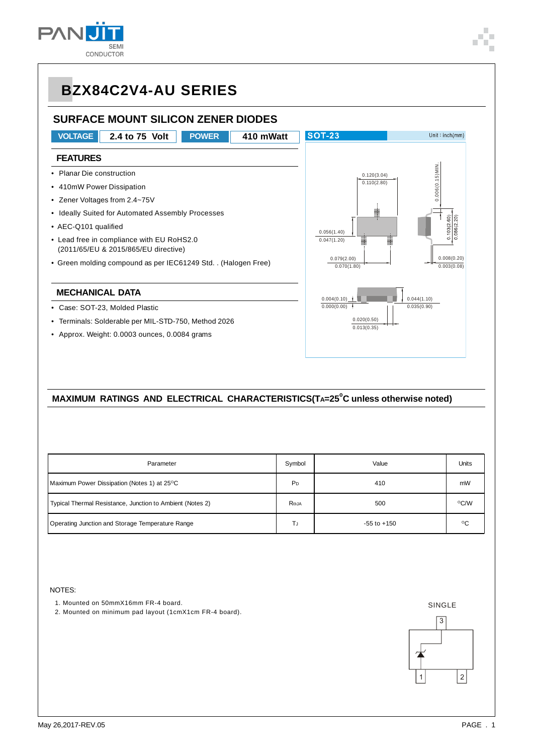# BZX84C2V4-AU SERIES

## SURFACE MOUNT SILICON ZENER DIODES

| VOLTAGE | 2.4 to 75 Volt | POWER | 410 mWatt |
|---|---|---|---|

### FEATURES

- Planar Die construction
- 410mW Power Dissipation
- Zener Voltages from 2.4~75V
- Ideally Suited for Automated Assembly Processes
- AEC-Q101 qualified
- Lead free in compliance with EU RoHS2.0 (2011/65/EU & 2015/865/EU directive)
- Green molding compound as per IEC61249 Std. . (Halogen Free)

### MECHANICAL DATA

- Case: SOT-23, Molded Plastic
- Terminals: Solderable per MIL-STD-750, Method 2026
- Approx. Weight: 0.0003 ounces, 0.0084 grams

SOT-23 Unit : inch(mm)

0.120(3.04) 0.110(2.80)
0.006(0.15)MIN.
0.056(1.40) 0.047(1.20)
0.103(2.60) 0.086(2.20)
0.079(2.00) 0.070(1.80)
0.008(0.20) 0.003(0.08)
0.004(0.10) 0.000(0.00)
0.044(1.10) 0.035(0.90)
0.020(0.50) 0.013(0.35)

## MAXIMUM RATINGS AND ELECTRICAL CHARACTERISTICS($T_A$=25°C unless otherwise noted)

| Parameter | Symbol | Value | Units |
|---|---|---|---|
| Maximum Power Dissipation (Notes 1) at 25°C | $P_D$ | 410 | mW |
| Typical Thermal Resistance, Junction to Ambient (Notes 2) | $R_{θJA}$ | 500 | °C/W |
| Operating Junction and Storage Temperature Range | $T_J$ | -55 to +150 | °C |

NOTES:

1. Mounted on 50mmX16mm FR-4 board.
2. Mounted on minimum pad layout (1cmX1cm FR-4 board).

SINGLE

3
1 2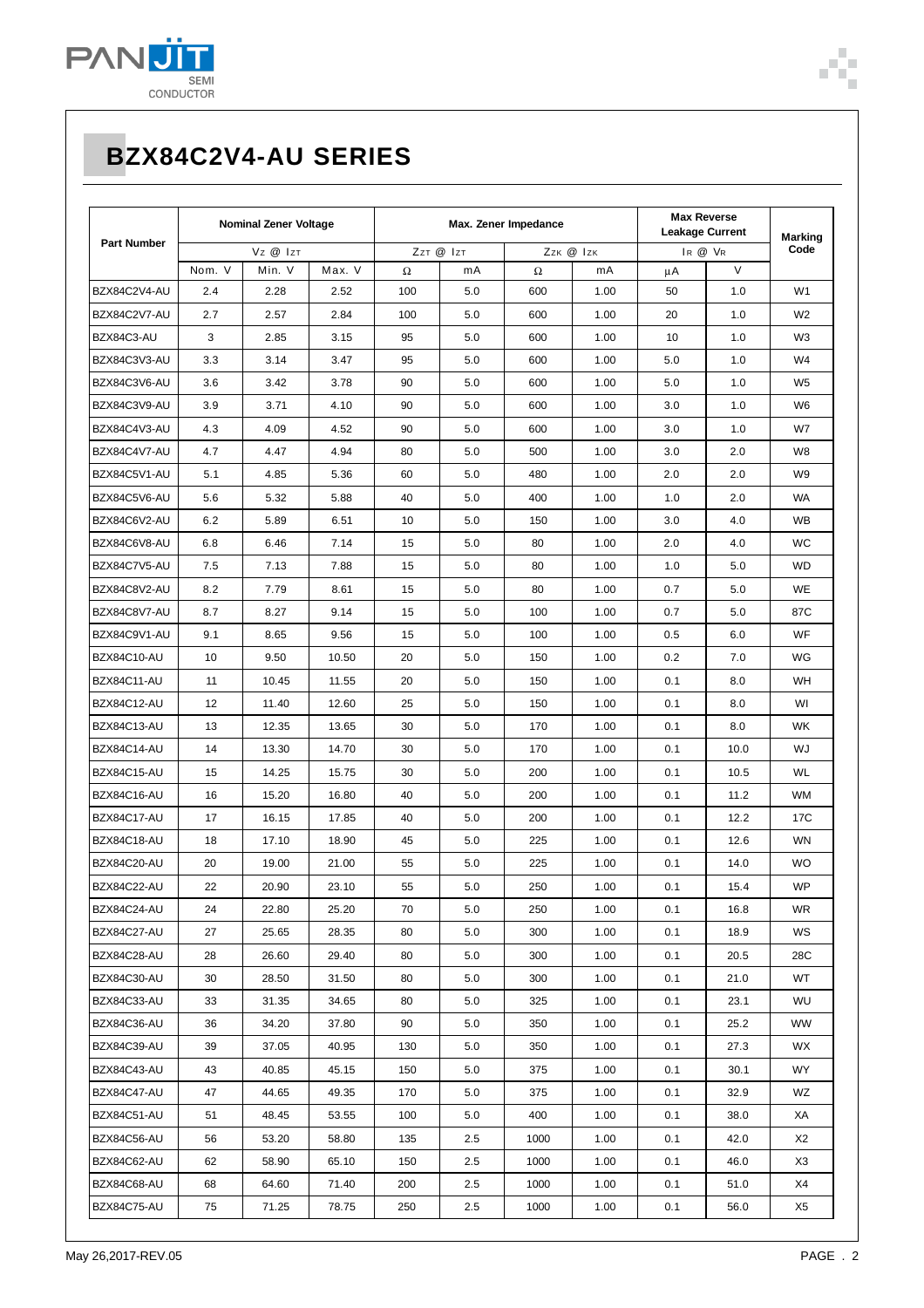# BZX84C2V4-AU SERIES

| Part Number | Nominal Zener Voltage | | | Max. Zener Impedance | | | | Max Reverse Leakage Current | | Marking Code |
|---|---|---|---|---|---|---|---|---|---|---|
| | $V_Z$ @ $I_{ZT}$ | | | $Z_{ZT}$ @ $I_{ZT}$ | | $Z_{ZK}$ @ $I_{ZK}$ | | $I_R$ @ $V_R$ | | |
| | Nom. V | Min. V | Max. V | Ω | mA | Ω | mA | μA | V | |
| BZX84C2V4-AU | 2.4 | 2.28 | 2.52 | 100 | 5.0 | 600 | 1.00 | 50 | 1.0 | W1 |
| BZX84C2V7-AU | 2.7 | 2.57 | 2.84 | 100 | 5.0 | 600 | 1.00 | 20 | 1.0 | W2 |
| BZX84C3-AU | 3 | 2.85 | 3.15 | 95 | 5.0 | 600 | 1.00 | 10 | 1.0 | W3 |
| BZX84C3V3-AU | 3.3 | 3.14 | 3.47 | 95 | 5.0 | 600 | 1.00 | 5.0 | 1.0 | W4 |
| BZX84C3V6-AU | 3.6 | 3.42 | 3.78 | 90 | 5.0 | 600 | 1.00 | 5.0 | 1.0 | W5 |
| BZX84C3V9-AU | 3.9 | 3.71 | 4.10 | 90 | 5.0 | 600 | 1.00 | 3.0 | 1.0 | W6 |
| BZX84C4V3-AU | 4.3 | 4.09 | 4.52 | 90 | 5.0 | 600 | 1.00 | 3.0 | 1.0 | W7 |
| BZX84C4V7-AU | 4.7 | 4.47 | 4.94 | 80 | 5.0 | 500 | 1.00 | 3.0 | 2.0 | W8 |
| BZX84C5V1-AU | 5.1 | 4.85 | 5.36 | 60 | 5.0 | 480 | 1.00 | 2.0 | 2.0 | W9 |
| BZX84C5V6-AU | 5.6 | 5.32 | 5.88 | 40 | 5.0 | 400 | 1.00 | 1.0 | 2.0 | WA |
| BZX84C6V2-AU | 6.2 | 5.89 | 6.51 | 10 | 5.0 | 150 | 1.00 | 3.0 | 4.0 | WB |
| BZX84C6V8-AU | 6.8 | 6.46 | 7.14 | 15 | 5.0 | 80 | 1.00 | 2.0 | 4.0 | WC |
| BZX84C7V5-AU | 7.5 | 7.13 | 7.88 | 15 | 5.0 | 80 | 1.00 | 1.0 | 5.0 | WD |
| BZX84C8V2-AU | 8.2 | 7.79 | 8.61 | 15 | 5.0 | 80 | 1.00 | 0.7 | 5.0 | WE |
| BZX84C8V7-AU | 8.7 | 8.27 | 9.14 | 15 | 5.0 | 100 | 1.00 | 0.7 | 5.0 | 87C |
| BZX84C9V1-AU | 9.1 | 8.65 | 9.56 | 15 | 5.0 | 100 | 1.00 | 0.5 | 6.0 | WF |
| BZX84C10-AU | 10 | 9.50 | 10.50 | 20 | 5.0 | 150 | 1.00 | 0.2 | 7.0 | WG |
| BZX84C11-AU | 11 | 10.45 | 11.55 | 20 | 5.0 | 150 | 1.00 | 0.1 | 8.0 | WH |
| BZX84C12-AU | 12 | 11.40 | 12.60 | 25 | 5.0 | 150 | 1.00 | 0.1 | 8.0 | WI |
| BZX84C13-AU | 13 | 12.35 | 13.65 | 30 | 5.0 | 170 | 1.00 | 0.1 | 8.0 | WK |
| BZX84C14-AU | 14 | 13.30 | 14.70 | 30 | 5.0 | 170 | 1.00 | 0.1 | 10.0 | WJ |
| BZX84C15-AU | 15 | 14.25 | 15.75 | 30 | 5.0 | 200 | 1.00 | 0.1 | 10.5 | WL |
| BZX84C16-AU | 16 | 15.20 | 16.80 | 40 | 5.0 | 200 | 1.00 | 0.1 | 11.2 | WM |
| BZX84C17-AU | 17 | 16.15 | 17.85 | 40 | 5.0 | 200 | 1.00 | 0.1 | 12.2 | 17C |
| BZX84C18-AU | 18 | 17.10 | 18.90 | 45 | 5.0 | 225 | 1.00 | 0.1 | 12.6 | WN |
| BZX84C20-AU | 20 | 19.00 | 21.00 | 55 | 5.0 | 225 | 1.00 | 0.1 | 14.0 | WO |
| BZX84C22-AU | 22 | 20.90 | 23.10 | 55 | 5.0 | 250 | 1.00 | 0.1 | 15.4 | WP |
| BZX84C24-AU | 24 | 22.80 | 25.20 | 70 | 5.0 | 250 | 1.00 | 0.1 | 16.8 | WR |
| BZX84C27-AU | 27 | 25.65 | 28.35 | 80 | 5.0 | 300 | 1.00 | 0.1 | 18.9 | WS |
| BZX84C28-AU | 28 | 26.60 | 29.40 | 80 | 5.0 | 300 | 1.00 | 0.1 | 20.5 | 28C |
| BZX84C30-AU | 30 | 28.50 | 31.50 | 80 | 5.0 | 300 | 1.00 | 0.1 | 21.0 | WT |
| BZX84C33-AU | 33 | 31.35 | 34.65 | 80 | 5.0 | 325 | 1.00 | 0.1 | 23.1 | WU |
| BZX84C36-AU | 36 | 34.20 | 37.80 | 90 | 5.0 | 350 | 1.00 | 0.1 | 25.2 | WW |
| BZX84C39-AU | 39 | 37.05 | 40.95 | 130 | 5.0 | 350 | 1.00 | 0.1 | 27.3 | WX |
| BZX84C43-AU | 43 | 40.85 | 45.15 | 150 | 5.0 | 375 | 1.00 | 0.1 | 30.1 | WY |
| BZX84C47-AU | 47 | 44.65 | 49.35 | 170 | 5.0 | 375 | 1.00 | 0.1 | 32.9 | WZ |
| BZX84C51-AU | 51 | 48.45 | 53.55 | 100 | 5.0 | 400 | 1.00 | 0.1 | 38.0 | XA |
| BZX84C56-AU | 56 | 53.20 | 58.80 | 135 | 2.5 | 1000 | 1.00 | 0.1 | 42.0 | X2 |
| BZX84C62-AU | 62 | 58.90 | 65.10 | 150 | 2.5 | 1000 | 1.00 | 0.1 | 46.0 | X3 |
| BZX84C68-AU | 68 | 64.60 | 71.40 | 200 | 2.5 | 1000 | 1.00 | 0.1 | 51.0 | X4 |
| BZX84C75-AU | 75 | 71.25 | 78.75 | 250 | 2.5 | 1000 | 1.00 | 0.1 | 56.0 | X5 |

May 26,2017-REV.05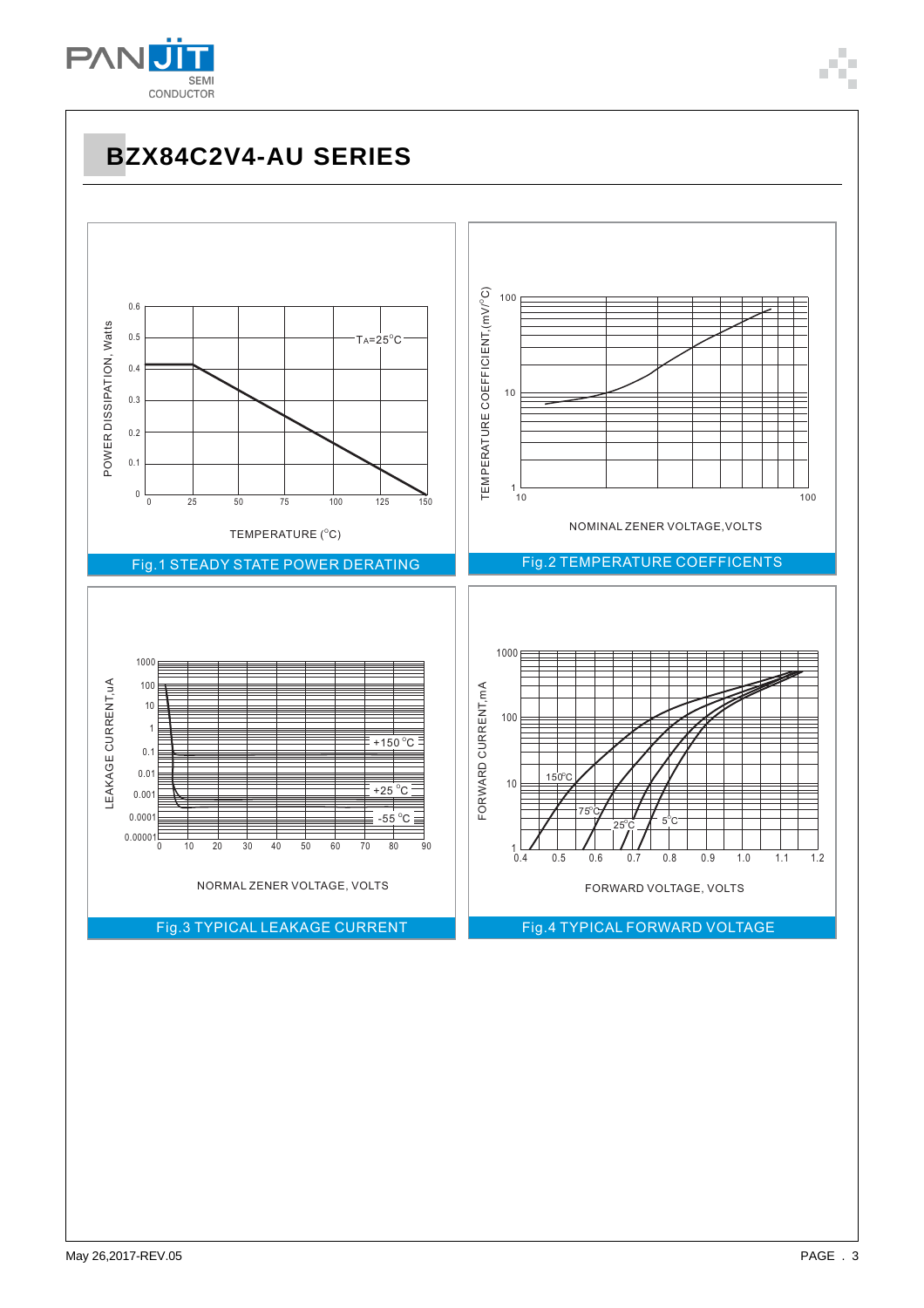# BZX84C2V4-AU SERIES

POWER DISSIPATION, Watts

$T_A$=25°C

TEMPERATURE (°C)

Fig.1 STEADY STATE POWER DERATING

TEMPERATURE COEFFICIENT,(mV/°C)

NOMINAL ZENER VOLTAGE,VOLTS

Fig.2 TEMPERATURE COEFFICENTS

LEAKAGE CURRENT,uA

+150 °C

+25 °C

-55 °C

NORMAL ZENER VOLTAGE, VOLTS

Fig.3 TYPICAL LEAKAGE CURRENT

FORWARD CURRENT,mA

150°C

75°C

25°C

5°C

FORWARD VOLTAGE, VOLTS

Fig.4 TYPICAL FORWARD VOLTAGE

May 26,2017-REV.05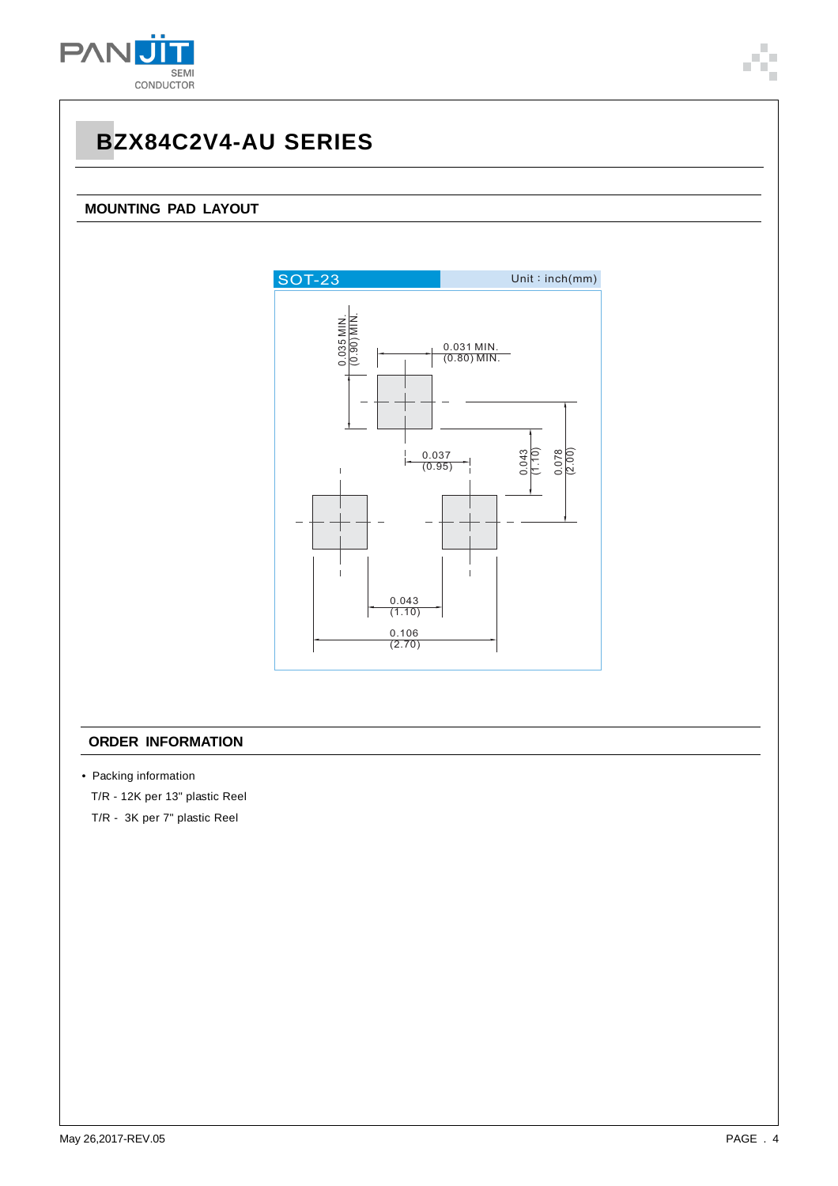# BZX84C2V4-AU SERIES

## MOUNTING PAD LAYOUT

SOT-23

Unit : inch(mm)

0.035 MIN.
(0.90) MIN.

0.031 MIN.
(0.80) MIN.

0.037
(0.95)

0.043
(1.10)

0.078
(2.00)

0.043
(1.10)

0.106
(2.70)

## ORDER INFORMATION

- Packing information

  T/R - 12K per 13" plastic Reel

  T/R - 3K per 7" plastic Reel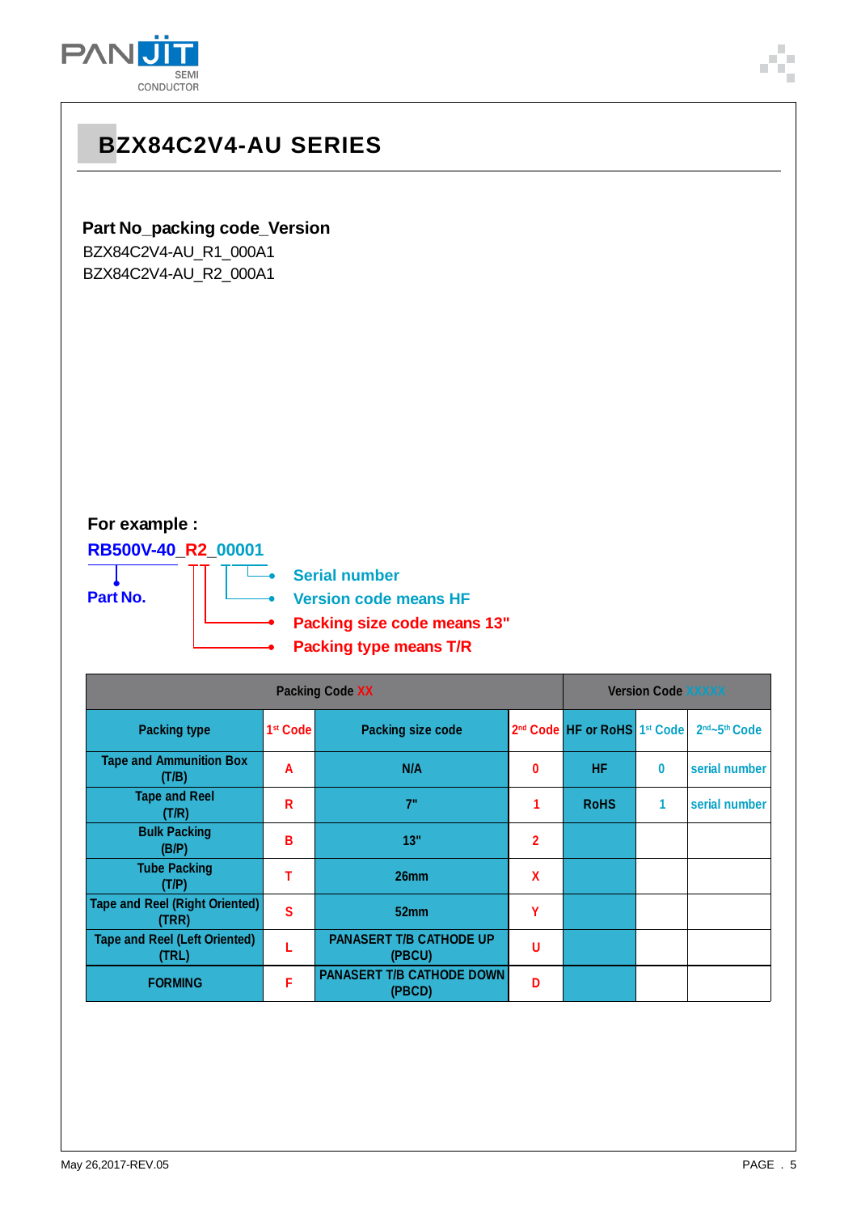# BZX84C2V4-AU SERIES

**Part No_packing code_Version**

BZX84C2V4-AU_R1_000A1

BZX84C2V4-AU_R2_000A1

**For example :**

**RB500V-40_R2_00001**

- **Part No.**
- **Serial number**
- **Version code means HF**
- **Packing size code means 13"**
- **Packing type means T/R**

| Packing Code XX | | | | Version Code XXXXX | | |
|---|---|---|---|---|---|---|
| Packing type | 1st Code | Packing size code | 2nd Code | HF or RoHS | 1st Code | 2nd~5th Code |
| Tape and Ammunition Box (T/B) | A | N/A | 0 | HF | 0 | serial number |
| Tape and Reel (T/R) | R | 7" | 1 | RoHS | 1 | serial number |
| Bulk Packing (B/P) | B | 13" | 2 | | | |
| Tube Packing (T/P) | T | 26mm | X | | | |
| Tape and Reel (Right Oriented) (TRR) | S | 52mm | Y | | | |
| Tape and Reel (Left Oriented) (TRL) | L | PANASERT T/B CATHODE UP (PBCU) | U | | | |
| FORMING | F | PANASERT T/B CATHODE DOWN (PBCD) | D | | | |

May 26,2017-REV.05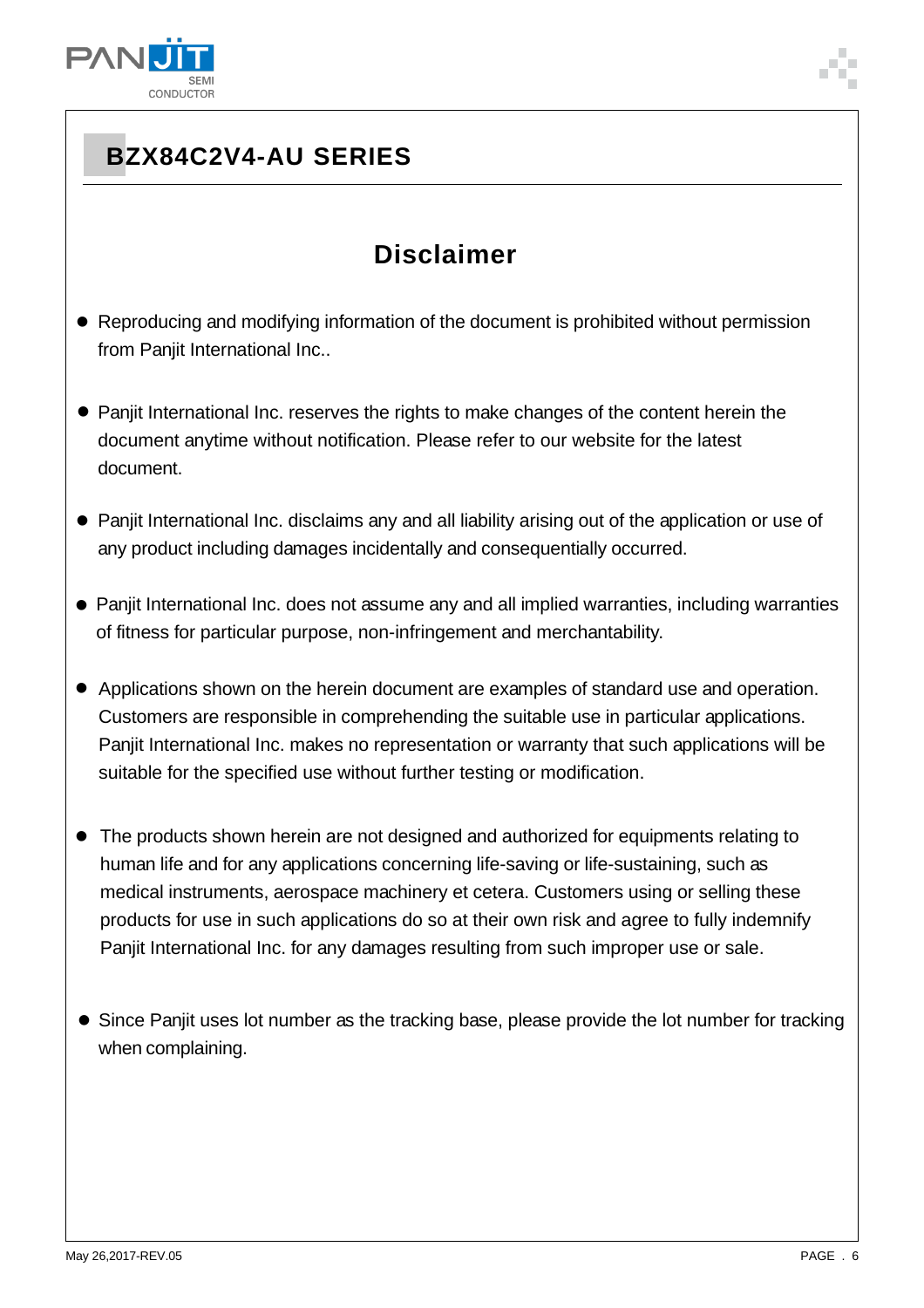# BZX84C2V4-AU SERIES

## Disclaimer

- Reproducing and modifying information of the document is prohibited without permission from Panjit International Inc..

- Panjit International Inc. reserves the rights to make changes of the content herein the document anytime without notification. Please refer to our website for the latest document.

- Panjit International Inc. disclaims any and all liability arising out of the application or use of any product including damages incidentally and consequentially occurred.

- Panjit International Inc. does not assume any and all implied warranties, including warranties of fitness for particular purpose, non-infringement and merchantability.

- Applications shown on the herein document are examples of standard use and operation. Customers are responsible in comprehending the suitable use in particular applications. Panjit International Inc. makes no representation or warranty that such applications will be suitable for the specified use without further testing or modification.

- The products shown herein are not designed and authorized for equipments relating to human life and for any applications concerning life-saving or life-sustaining, such as medical instruments, aerospace machinery et cetera. Customers using or selling these products for use in such applications do so at their own risk and agree to fully indemnify Panjit International Inc. for any damages resulting from such improper use or sale.

- Since Panjit uses lot number as the tracking base, please provide the lot number for tracking when complaining.

May 26,2017-REV.05